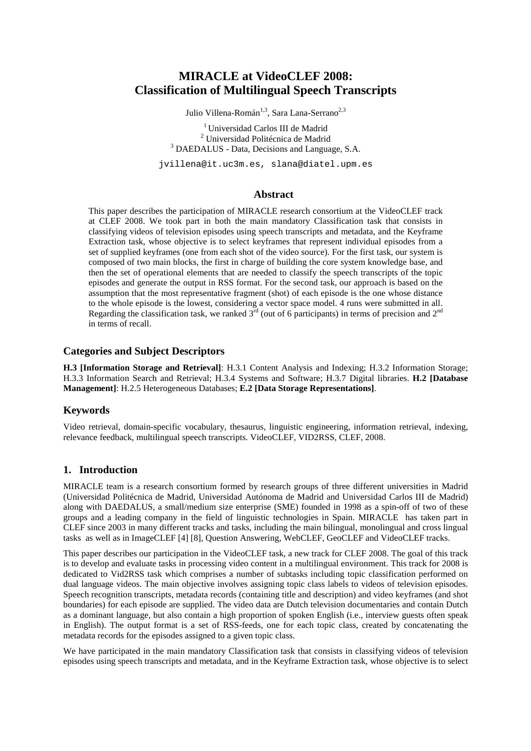# MIRACLE at VideoCLEF 2008: Classification of Multilingual Speech Transcripts

Julio Villena-Román[1,3], Sara Lana-Serrano[2,3]

[1] Universidad Carlos III de Madrid
[2] Universidad Politécnica de Madrid
[3] DAEDALUS - Data, Decisions and Language, S.A.

jvillena@it.uc3m.es, slana@diatel.upm.es

## Abstract

This paper describes the participation of MIRACLE research consortium at the VideoCLEF track at CLEF 2008. We took part in both the main mandatory Classification task that consists in classifying videos of television episodes using speech transcripts and metadata, and the Keyframe Extraction task, whose objective is to select keyframes that represent individual episodes from a set of supplied keyframes (one from each shot of the video source). For the first task, our system is composed of two main blocks, the first in charge of building the core system knowledge base, and then the set of operational elements that are needed to classify the speech transcripts of the topic episodes and generate the output in RSS format. For the second task, our approach is based on the assumption that the most representative fragment (shot) of each episode is the one whose distance to the whole episode is the lowest, considering a vector space model. 4 runs were submitted in all. Regarding the classification task, we ranked 3rd (out of 6 participants) in terms of precision and 2nd in terms of recall.

## Categories and Subject Descriptors

**H.3 [Information Storage and Retrieval]**: H.3.1 Content Analysis and Indexing; H.3.2 Information Storage; H.3.3 Information Search and Retrieval; H.3.4 Systems and Software; H.3.7 Digital libraries. **H.2 [Database Management]**: H.2.5 Heterogeneous Databases; **E.2 [Data Storage Representations]**.

## Keywords

Video retrieval, domain-specific vocabulary, thesaurus, linguistic engineering, information retrieval, indexing, relevance feedback, multilingual speech transcripts. VideoCLEF, VID2RSS, CLEF, 2008.

## 1. Introduction

MIRACLE team is a research consortium formed by research groups of three different universities in Madrid (Universidad Politécnica de Madrid, Universidad Autónoma de Madrid and Universidad Carlos III de Madrid) along with DAEDALUS, a small/medium size enterprise (SME) founded in 1998 as a spin-off of two of these groups and a leading company in the field of linguistic technologies in Spain. MIRACLE has taken part in CLEF since 2003 in many different tracks and tasks, including the main bilingual, monolingual and cross lingual tasks as well as in ImageCLEF [4] [8], Question Answering, WebCLEF, GeoCLEF and VideoCLEF tracks.

This paper describes our participation in the VideoCLEF task, a new track for CLEF 2008. The goal of this track is to develop and evaluate tasks in processing video content in a multilingual environment. This track for 2008 is dedicated to Vid2RSS task which comprises a number of subtasks including topic classification performed on dual language videos. The main objective involves assigning topic class labels to videos of television episodes. Speech recognition transcripts, metadata records (containing title and description) and video keyframes (and shot boundaries) for each episode are supplied. The video data are Dutch television documentaries and contain Dutch as a dominant language, but also contain a high proportion of spoken English (i.e., interview guests often speak in English). The output format is a set of RSS-feeds, one for each topic class, created by concatenating the metadata records for the episodes assigned to a given topic class.

We have participated in the main mandatory Classification task that consists in classifying videos of television episodes using speech transcripts and metadata, and in the Keyframe Extraction task, whose objective is to select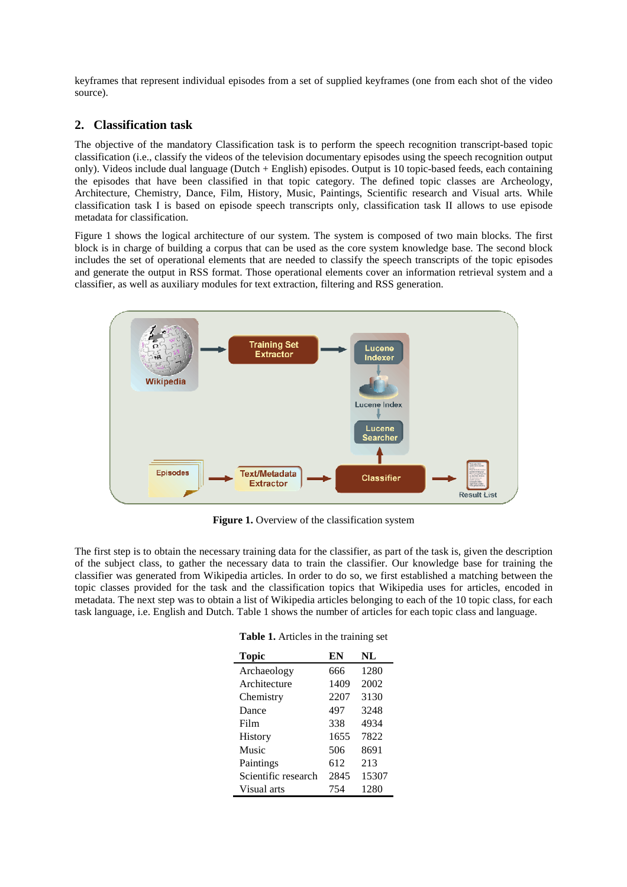keyframes that represent individual episodes from a set of supplied keyframes (one from each shot of the video source).

## 2. Classification task

The objective of the mandatory Classification task is to perform the speech recognition transcript-based topic classification (i.e., classify the videos of the television documentary episodes using the speech recognition output only). Videos include dual language (Dutch + English) episodes. Output is 10 topic-based feeds, each containing the episodes that have been classified in that topic category. The defined topic classes are Archeology, Architecture, Chemistry, Dance, Film, History, Music, Paintings, Scientific research and Visual arts. While classification task I is based on episode speech transcripts only, classification task II allows to use episode metadata for classification.

Figure 1 shows the logical architecture of our system. The system is composed of two main blocks. The first block is in charge of building a corpus that can be used as the core system knowledge base. The second block includes the set of operational elements that are needed to classify the speech transcripts of the topic episodes and generate the output in RSS format. Those operational elements cover an information retrieval system and a classifier, as well as auxiliary modules for text extraction, filtering and RSS generation.

**Figure 1.** Overview of the classification system

The first step is to obtain the necessary training data for the classifier, as part of the task is, given the description of the subject class, to gather the necessary data to train the classifier. Our knowledge base for training the classifier was generated from Wikipedia articles. In order to do so, we first established a matching between the topic classes provided for the task and the classification topics that Wikipedia uses for articles, encoded in metadata. The next step was to obtain a list of Wikipedia articles belonging to each of the 10 topic class, for each task language, i.e. English and Dutch. Table 1 shows the number of articles for each topic class and language.

**Table 1.** Articles in the training set

| Topic | EN | NL |
|---|---|---|
| Archaeology | 666 | 1280 |
| Architecture | 1409 | 2002 |
| Chemistry | 2207 | 3130 |
| Dance | 497 | 3248 |
| Film | 338 | 4934 |
| History | 1655 | 7822 |
| Music | 506 | 8691 |
| Paintings | 612 | 213 |
| Scientific research | 2845 | 15307 |
| Visual arts | 754 | 1280 |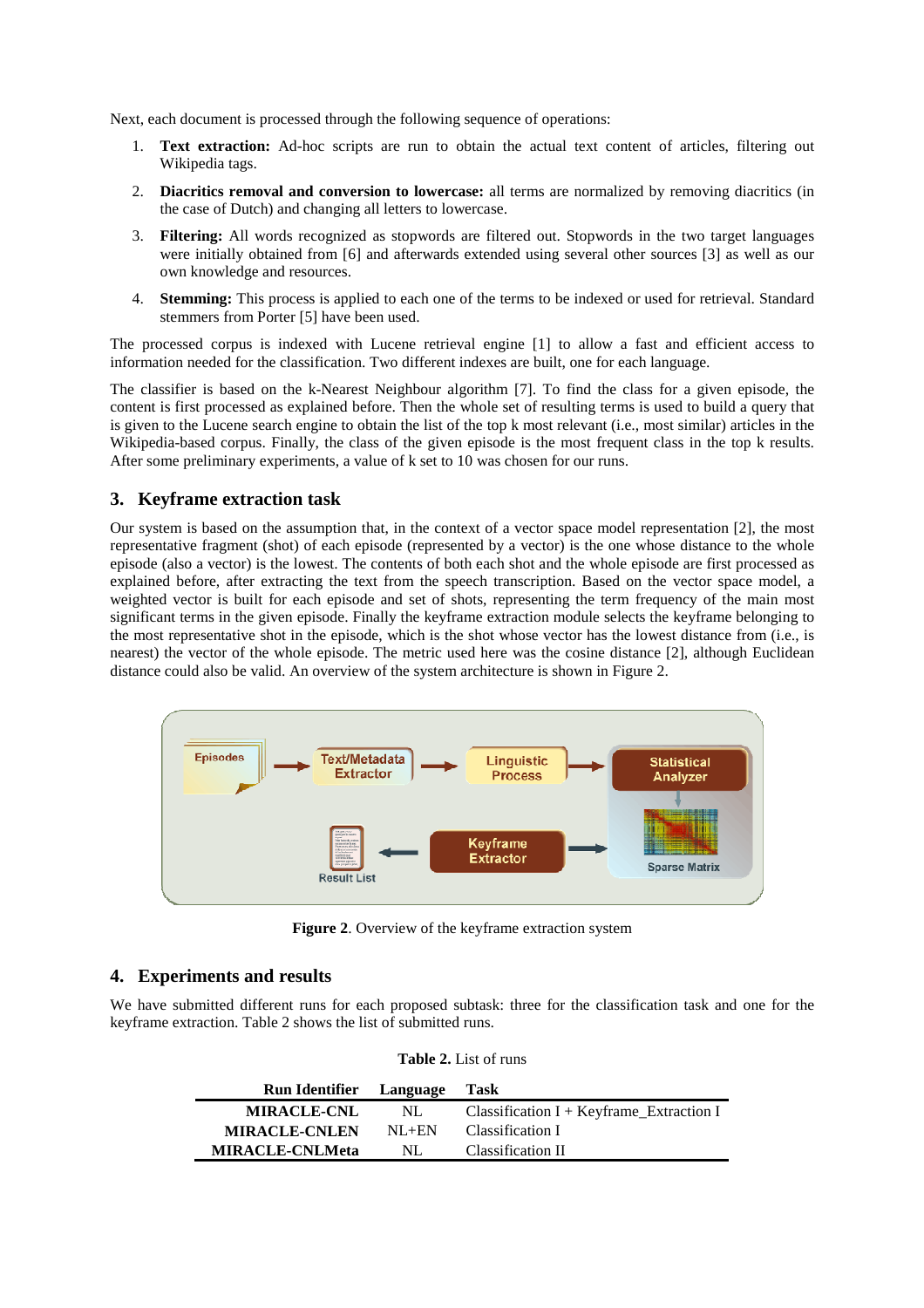Next, each document is processed through the following sequence of operations:

1. **Text extraction:** Ad-hoc scripts are run to obtain the actual text content of articles, filtering out Wikipedia tags.
2. **Diacritics removal and conversion to lowercase:** all terms are normalized by removing diacritics (in the case of Dutch) and changing all letters to lowercase.
3. **Filtering:** All words recognized as stopwords are filtered out. Stopwords in the two target languages were initially obtained from [6] and afterwards extended using several other sources [3] as well as our own knowledge and resources.
4. **Stemming:** This process is applied to each one of the terms to be indexed or used for retrieval. Standard stemmers from Porter [5] have been used.

The processed corpus is indexed with Lucene retrieval engine [1] to allow a fast and efficient access to information needed for the classification. Two different indexes are built, one for each language.

The classifier is based on the k-Nearest Neighbour algorithm [7]. To find the class for a given episode, the content is first processed as explained before. Then the whole set of resulting terms is used to build a query that is given to the Lucene search engine to obtain the list of the top k most relevant (i.e., most similar) articles in the Wikipedia-based corpus. Finally, the class of the given episode is the most frequent class in the top k results. After some preliminary experiments, a value of k set to 10 was chosen for our runs.

## 3. Keyframe extraction task

Our system is based on the assumption that, in the context of a vector space model representation [2], the most representative fragment (shot) of each episode (represented by a vector) is the one whose distance to the whole episode (also a vector) is the lowest. The contents of both each shot and the whole episode are first processed as explained before, after extracting the text from the speech transcription. Based on the vector space model, a weighted vector is built for each episode and set of shots, representing the term frequency of the main most significant terms in the given episode. Finally the keyframe extraction module selects the keyframe belonging to the most representative shot in the episode, which is the shot whose vector has the lowest distance from (i.e., is nearest) the vector of the whole episode. The metric used here was the cosine distance [2], although Euclidean distance could also be valid. An overview of the system architecture is shown in Figure 2.

**Figure 2**. Overview of the keyframe extraction system

## 4. Experiments and results

We have submitted different runs for each proposed subtask: three for the classification task and one for the keyframe extraction. Table 2 shows the list of submitted runs.

**Table 2.** List of runs

| Run Identifier | Language | Task |
|---|---|---|
| **MIRACLE-CNL** | NL | Classification I + Keyframe_Extraction I |
| **MIRACLE-CNLEN** | NL+EN | Classification I |
| **MIRACLE-CNLMeta** | NL | Classification II |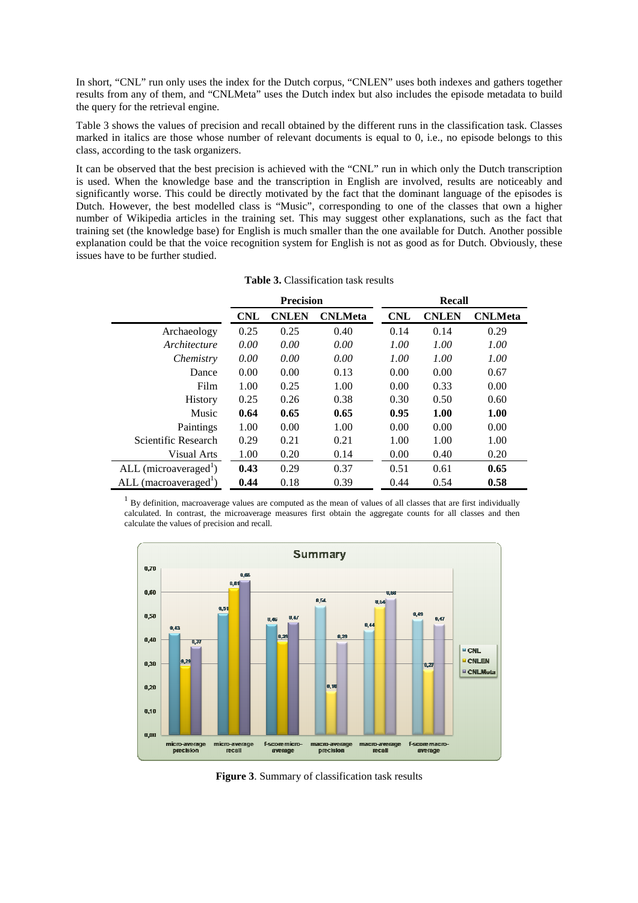In short, "CNL" run only uses the index for the Dutch corpus, "CNLEN" uses both indexes and gathers together results from any of them, and "CNLMeta" uses the Dutch index but also includes the episode metadata to build the query for the retrieval engine.

Table 3 shows the values of precision and recall obtained by the different runs in the classification task. Classes marked in italics are those whose number of relevant documents is equal to 0, i.e., no episode belongs to this class, according to the task organizers.

It can be observed that the best precision is achieved with the "CNL" run in which only the Dutch transcription is used. When the knowledge base and the transcription in English are involved, results are noticeably and significantly worse. This could be directly motivated by the fact that the dominant language of the episodes is Dutch. However, the best modelled class is "Music", corresponding to one of the classes that own a higher number of Wikipedia articles in the training set. This may suggest other explanations, such as the fact that training set (the knowledge base) for English is much smaller than the one available for Dutch. Another possible explanation could be that the voice recognition system for English is not as good as for Dutch. Obviously, these issues have to be further studied.

**Table 3.** Classification task results

| | **Precision** | | | **Recall** | | |
|---|---|---|---|---|---|---|
| | **CNL** | **CNLEN** | **CNLMeta** | **CNL** | **CNLEN** | **CNLMeta** |
| Archaeology | 0.25 | 0.25 | 0.40 | 0.14 | 0.14 | 0.29 |
| *Architecture* | *0.00* | *0.00* | *0.00* | *1.00* | *1.00* | *1.00* |
| *Chemistry* | *0.00* | *0.00* | *0.00* | *1.00* | *1.00* | *1.00* |
| Dance | 0.00 | 0.00 | 0.13 | 0.00 | 0.00 | 0.67 |
| Film | 1.00 | 0.25 | 1.00 | 0.00 | 0.33 | 0.00 |
| History | 0.25 | 0.26 | 0.38 | 0.30 | 0.50 | 0.60 |
| Music | **0.64** | **0.65** | **0.65** | **0.95** | **1.00** | **1.00** |
| Paintings | 1.00 | 0.00 | 1.00 | 0.00 | 0.00 | 0.00 |
| Scientific Research | 0.29 | 0.21 | 0.21 | 1.00 | 1.00 | 1.00 |
| Visual Arts | 1.00 | 0.20 | 0.14 | 0.00 | 0.40 | 0.20 |
| ALL (microaveraged[1]) | **0.43** | 0.29 | 0.37 | 0.51 | 0.61 | **0.65** |
| ALL (macroaveraged[1]) | **0.44** | 0.18 | 0.39 | 0.44 | 0.54 | **0.58** |

[1] By definition, macroaverage values are computed as the mean of values of all classes that are first individually calculated. In contrast, the microaverage measures first obtain the aggregate counts for all classes and then calculate the values of precision and recall.

**Figure 3**. Summary of classification task results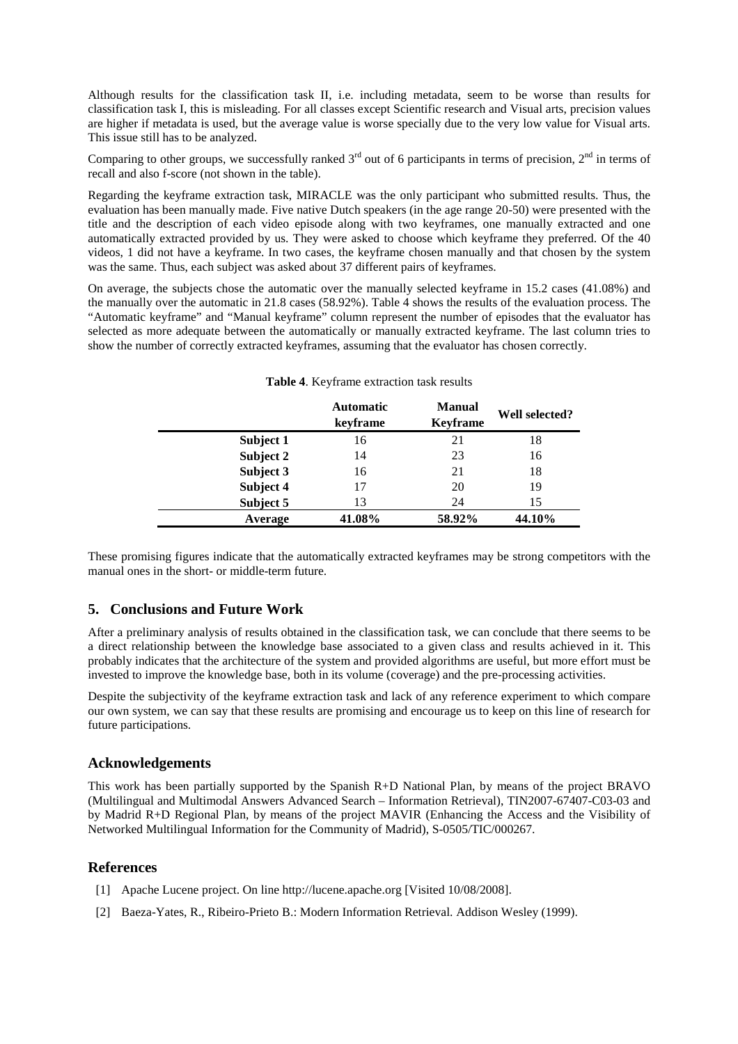Although results for the classification task II, i.e. including metadata, seem to be worse than results for classification task I, this is misleading. For all classes except Scientific research and Visual arts, precision values are higher if metadata is used, but the average value is worse specially due to the very low value for Visual arts. This issue still has to be analyzed.

Comparing to other groups, we successfully ranked 3rd out of 6 participants in terms of precision, 2nd in terms of recall and also f-score (not shown in the table).

Regarding the keyframe extraction task, MIRACLE was the only participant who submitted results. Thus, the evaluation has been manually made. Five native Dutch speakers (in the age range 20-50) were presented with the title and the description of each video episode along with two keyframes, one manually extracted and one automatically extracted provided by us. They were asked to choose which keyframe they preferred. Of the 40 videos, 1 did not have a keyframe. In two cases, the keyframe chosen manually and that chosen by the system was the same. Thus, each subject was asked about 37 different pairs of keyframes.

On average, the subjects chose the automatic over the manually selected keyframe in 15.2 cases (41.08%) and the manually over the automatic in 21.8 cases (58.92%). Table 4 shows the results of the evaluation process. The "Automatic keyframe" and "Manual keyframe" column represent the number of episodes that the evaluator has selected as more adequate between the automatically or manually extracted keyframe. The last column tries to show the number of correctly extracted keyframes, assuming that the evaluator has chosen correctly.

**Table 4**. Keyframe extraction task results

| | **Automatic keyframe** | **Manual Keyframe** | **Well selected?** |
|---|---|---|---|
| **Subject 1** | 16 | 21 | 18 |
| **Subject 2** | 14 | 23 | 16 |
| **Subject 3** | 16 | 21 | 18 |
| **Subject 4** | 17 | 20 | 19 |
| **Subject 5** | 13 | 24 | 15 |
| **Average** | **41.08%** | **58.92%** | **44.10%** |

These promising figures indicate that the automatically extracted keyframes may be strong competitors with the manual ones in the short- or middle-term future.

## 5. Conclusions and Future Work

After a preliminary analysis of results obtained in the classification task, we can conclude that there seems to be a direct relationship between the knowledge base associated to a given class and results achieved in it. This probably indicates that the architecture of the system and provided algorithms are useful, but more effort must be invested to improve the knowledge base, both in its volume (coverage) and the pre-processing activities.

Despite the subjectivity of the keyframe extraction task and lack of any reference experiment to which compare our own system, we can say that these results are promising and encourage us to keep on this line of research for future participations.

## Acknowledgements

This work has been partially supported by the Spanish R+D National Plan, by means of the project BRAVO (Multilingual and Multimodal Answers Advanced Search – Information Retrieval), TIN2007-67407-C03-03 and by Madrid R+D Regional Plan, by means of the project MAVIR (Enhancing the Access and the Visibility of Networked Multilingual Information for the Community of Madrid), S-0505/TIC/000267.

## References

[1] Apache Lucene project. On line http://lucene.apache.org [Visited 10/08/2008].

[2] Baeza-Yates, R., Ribeiro-Prieto B.: Modern Information Retrieval. Addison Wesley (1999).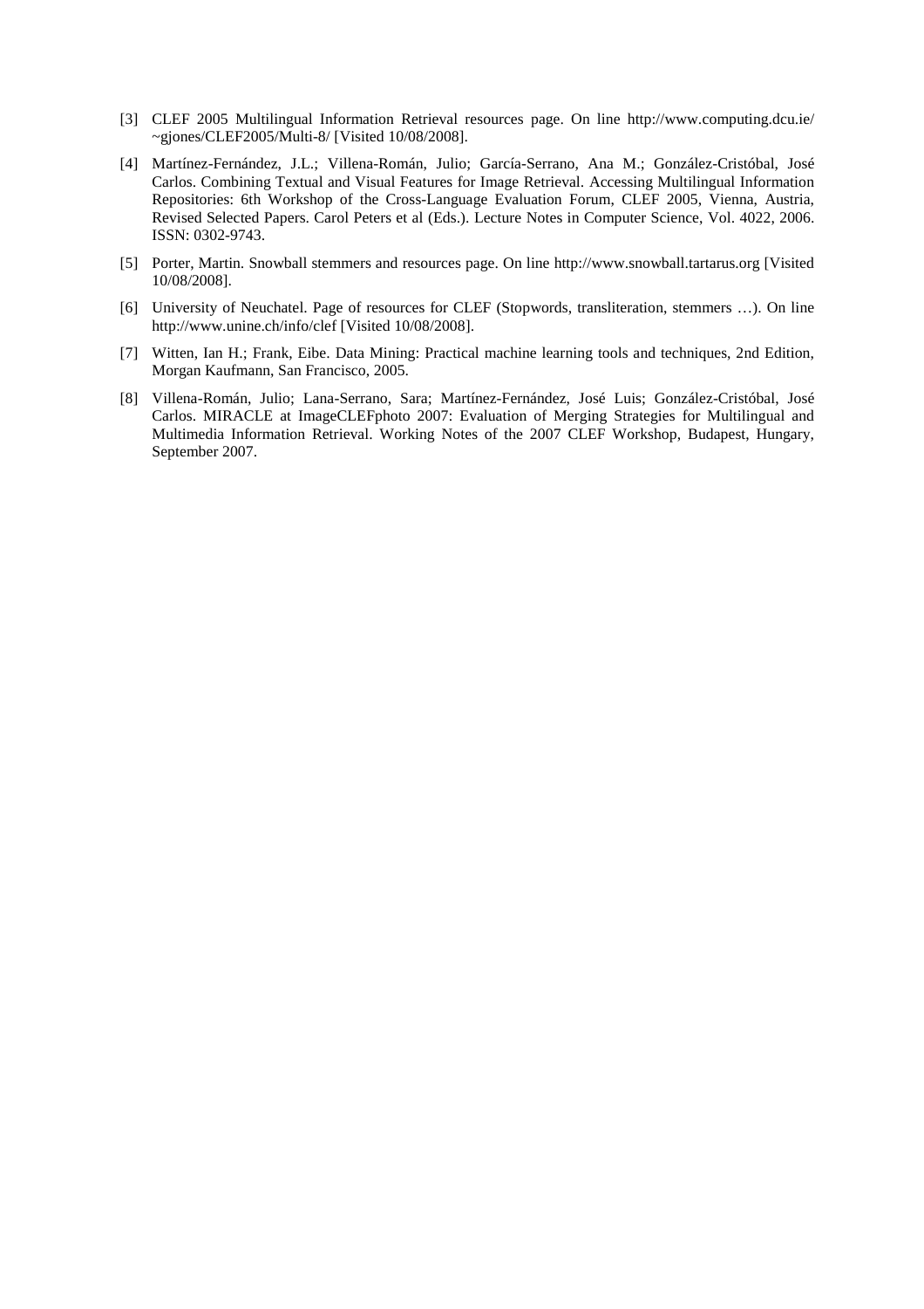[3] CLEF 2005 Multilingual Information Retrieval resources page. On line http://www.computing.dcu.ie/~gjones/CLEF2005/Multi-8/ [Visited 10/08/2008].

[4] Martínez-Fernández, J.L.; Villena-Román, Julio; García-Serrano, Ana M.; González-Cristóbal, José Carlos. Combining Textual and Visual Features for Image Retrieval. Accessing Multilingual Information Repositories: 6th Workshop of the Cross-Language Evaluation Forum, CLEF 2005, Vienna, Austria, Revised Selected Papers. Carol Peters et al (Eds.). Lecture Notes in Computer Science, Vol. 4022, 2006. ISSN: 0302-9743.

[5] Porter, Martin. Snowball stemmers and resources page. On line http://www.snowball.tartarus.org [Visited 10/08/2008].

[6] University of Neuchatel. Page of resources for CLEF (Stopwords, transliteration, stemmers …). On line http://www.unine.ch/info/clef [Visited 10/08/2008].

[7] Witten, Ian H.; Frank, Eibe. Data Mining: Practical machine learning tools and techniques, 2nd Edition, Morgan Kaufmann, San Francisco, 2005.

[8] Villena-Román, Julio; Lana-Serrano, Sara; Martínez-Fernández, José Luis; González-Cristóbal, José Carlos. MIRACLE at ImageCLEFphoto 2007: Evaluation of Merging Strategies for Multilingual and Multimedia Information Retrieval. Working Notes of the 2007 CLEF Workshop, Budapest, Hungary, September 2007.